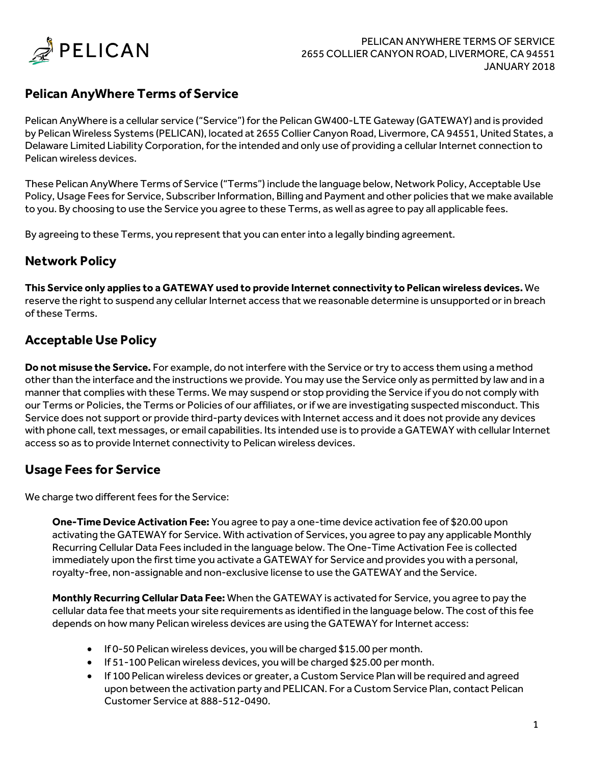# Pelican AnyWhere Terms of Service

Pelican AnyWhere is a cellular service ("Service") for the Pelican GW400-LTE Gateway (GATEWAY) and is provided by Pelican Wireless Systems (PELICAN), located at 2655 Collier Canyon Road, Livermore, CA 94551, United States, a Delaware Limited Liability Corporation, for the intended and only use of providing a cellular Internet connection to Pelican wireless devices.

These Pelican AnyWhere Terms of Service ("Terms") include the language below, Network Policy, Acceptable Use Policy, Usage Fees for Service, Subscriber Information, Billing and Payment and other policies that we make available to you. By choosing to use the Service you agree to these Terms, as well as agree to pay all applicable fees.

By agreeing to these Terms, you represent that you can enter into a legally binding agreement.

## Network Policy

**This Service only applies to a GATEWAY used to provide Internet connectivity to Pelican wireless devices.** We reserve the right to suspend any cellular Internet access that we reasonable determine is unsupported or in breach of these Terms.

## Acceptable Use Policy

**Do not misuse the Service.** For example, do not interfere with the Service or try to access them using a method other than the interface and the instructions we provide. You may use the Service only as permitted by law and in a manner that complies with these Terms. We may suspend or stop providing the Service if you do not comply with our Terms or Policies, the Terms or Policies of our affiliates, or if we are investigating suspected misconduct. This Service does not support or provide third-party devices with Internet access and it does not provide any devices with phone call, text messages, or email capabilities. Its intended use is to provide a GATEWAY with cellular Internet access so as to provide Internet connectivity to Pelican wireless devices.

## Usage Fees for Service

We charge two different fees for the Service:

**One-Time Device Activation Fee:** You agree to pay a one-time device activation fee of $20.00 upon activating the GATEWAY for Service. With activation of Services, you agree to pay any applicable Monthly Recurring Cellular Data Fees included in the language below. The One-Time Activation Fee is collected immediately upon the first time you activate a GATEWAY for Service and provides you with a personal, royalty-free, non-assignable and non-exclusive license to use the GATEWAY and the Service.

**Monthly Recurring Cellular Data Fee:** When the GATEWAY is activated for Service, you agree to pay the cellular data fee that meets your site requirements as identified in the language below. The cost of this fee depends on how many Pelican wireless devices are using the GATEWAY for Internet access:

- If 0-50 Pelican wireless devices, you will be charged $15.00 per month.
- If 51-100 Pelican wireless devices, you will be charged $25.00 per month.
- If 100 Pelican wireless devices or greater, a Custom Service Plan will be required and agreed upon between the activation party and PELICAN. For a Custom Service Plan, contact Pelican Customer Service at 888-512-0490.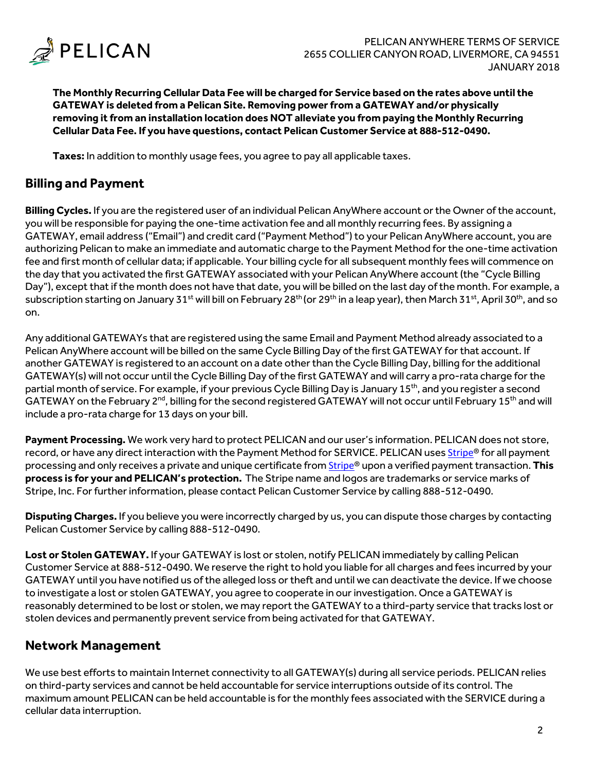**The Monthly Recurring Cellular Data Fee will be charged for Service based on the rates above until the GATEWAY is deleted from a Pelican Site. Removing power from a GATEWAY and/or physically removing it from an installation location does NOT alleviate you from paying the Monthly Recurring Cellular Data Fee. If you have questions, contact Pelican Customer Service at 888-512-0490.**

**Taxes:** In addition to monthly usage fees, you agree to pay all applicable taxes.

## Billing and Payment

**Billing Cycles.** If you are the registered user of an individual Pelican AnyWhere account or the Owner of the account, you will be responsible for paying the one-time activation fee and all monthly recurring fees. By assigning a GATEWAY, email address ("Email") and credit card ("Payment Method") to your Pelican AnyWhere account, you are authorizing Pelican to make an immediate and automatic charge to the Payment Method for the one-time activation fee and first month of cellular data; if applicable. Your billing cycle for all subsequent monthly fees will commence on the day that you activated the first GATEWAY associated with your Pelican AnyWhere account (the "Cycle Billing Day"), except that if the month does not have that date, you will be billed on the last day of the month. For example, a subscription starting on January 31st will bill on February 28th (or 29th in a leap year), then March 31st, April 30th, and so on.

Any additional GATEWAYs that are registered using the same Email and Payment Method already associated to a Pelican AnyWhere account will be billed on the same Cycle Billing Day of the first GATEWAY for that account. If another GATEWAY is registered to an account on a date other than the Cycle Billing Day, billing for the additional GATEWAY(s) will not occur until the Cycle Billing Day of the first GATEWAY and will carry a pro-rata charge for the partial month of service. For example, if your previous Cycle Billing Day is January 15th, and you register a second GATEWAY on the February 2nd, billing for the second registered GATEWAY will not occur until February 15th and will include a pro-rata charge for 13 days on your bill.

**Payment Processing.** We work very hard to protect PELICAN and our user's information. PELICAN does not store, record, or have any direct interaction with the Payment Method for SERVICE. PELICAN uses Stripe® for all payment processing and only receives a private and unique certificate from Stripe® upon a verified payment transaction. **This process is for your and PELICAN's protection.** The Stripe name and logos are trademarks or service marks of Stripe, Inc. For further information, please contact Pelican Customer Service by calling 888-512-0490.

**Disputing Charges.** If you believe you were incorrectly charged by us, you can dispute those charges by contacting Pelican Customer Service by calling 888-512-0490.

**Lost or Stolen GATEWAY.** If your GATEWAY is lost or stolen, notify PELICAN immediately by calling Pelican Customer Service at 888-512-0490. We reserve the right to hold you liable for all charges and fees incurred by your GATEWAY until you have notified us of the alleged loss or theft and until we can deactivate the device. If we choose to investigate a lost or stolen GATEWAY, you agree to cooperate in our investigation. Once a GATEWAY is reasonably determined to be lost or stolen, we may report the GATEWAY to a third-party service that tracks lost or stolen devices and permanently prevent service from being activated for that GATEWAY.

## Network Management

We use best efforts to maintain Internet connectivity to all GATEWAY(s) during all service periods. PELICAN relies on third-party services and cannot be held accountable for service interruptions outside of its control. The maximum amount PELICAN can be held accountable is for the monthly fees associated with the SERVICE during a cellular data interruption.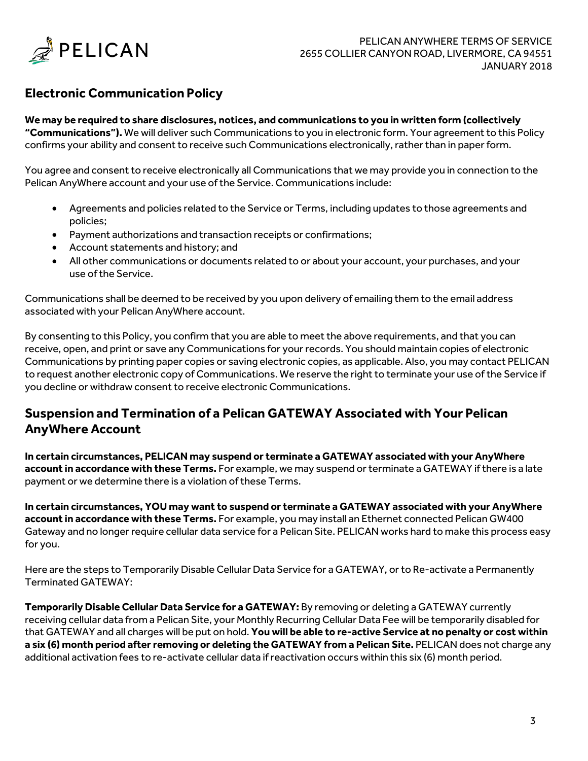## Electronic Communication Policy

**We may be required to share disclosures, notices, and communications to you in written form (collectively "Communications").** We will deliver such Communications to you in electronic form. Your agreement to this Policy confirms your ability and consent to receive such Communications electronically, rather than in paper form.

You agree and consent to receive electronically all Communications that we may provide you in connection to the Pelican AnyWhere account and your use of the Service. Communications include:

- Agreements and policies related to the Service or Terms, including updates to those agreements and policies;
- Payment authorizations and transaction receipts or confirmations;
- Account statements and history; and
- All other communications or documents related to or about your account, your purchases, and your use of the Service.

Communications shall be deemed to be received by you upon delivery of emailing them to the email address associated with your Pelican AnyWhere account.

By consenting to this Policy, you confirm that you are able to meet the above requirements, and that you can receive, open, and print or save any Communications for your records. You should maintain copies of electronic Communications by printing paper copies or saving electronic copies, as applicable. Also, you may contact PELICAN to request another electronic copy of Communications. We reserve the right to terminate your use of the Service if you decline or withdraw consent to receive electronic Communications.

## Suspension and Termination of a Pelican GATEWAY Associated with Your Pelican AnyWhere Account

**In certain circumstances, PELICAN may suspend or terminate a GATEWAY associated with your AnyWhere account in accordance with these Terms.** For example, we may suspend or terminate a GATEWAY if there is a late payment or we determine there is a violation of these Terms.

**In certain circumstances, YOU may want to suspend or terminate a GATEWAY associated with your AnyWhere account in accordance with these Terms.** For example, you may install an Ethernet connected Pelican GW400 Gateway and no longer require cellular data service for a Pelican Site. PELICAN works hard to make this process easy for you.

Here are the steps to Temporarily Disable Cellular Data Service for a GATEWAY, or to Re-activate a Permanently Terminated GATEWAY:

**Temporarily Disable Cellular Data Service for a GATEWAY:** By removing or deleting a GATEWAY currently receiving cellular data from a Pelican Site, your Monthly Recurring Cellular Data Fee will be temporarily disabled for that GATEWAY and all charges will be put on hold. **You will be able to re-active Service at no penalty or cost within a six (6) month period after removing or deleting the GATEWAY from a Pelican Site.** PELICAN does not charge any additional activation fees to re-activate cellular data if reactivation occurs within this six (6) month period.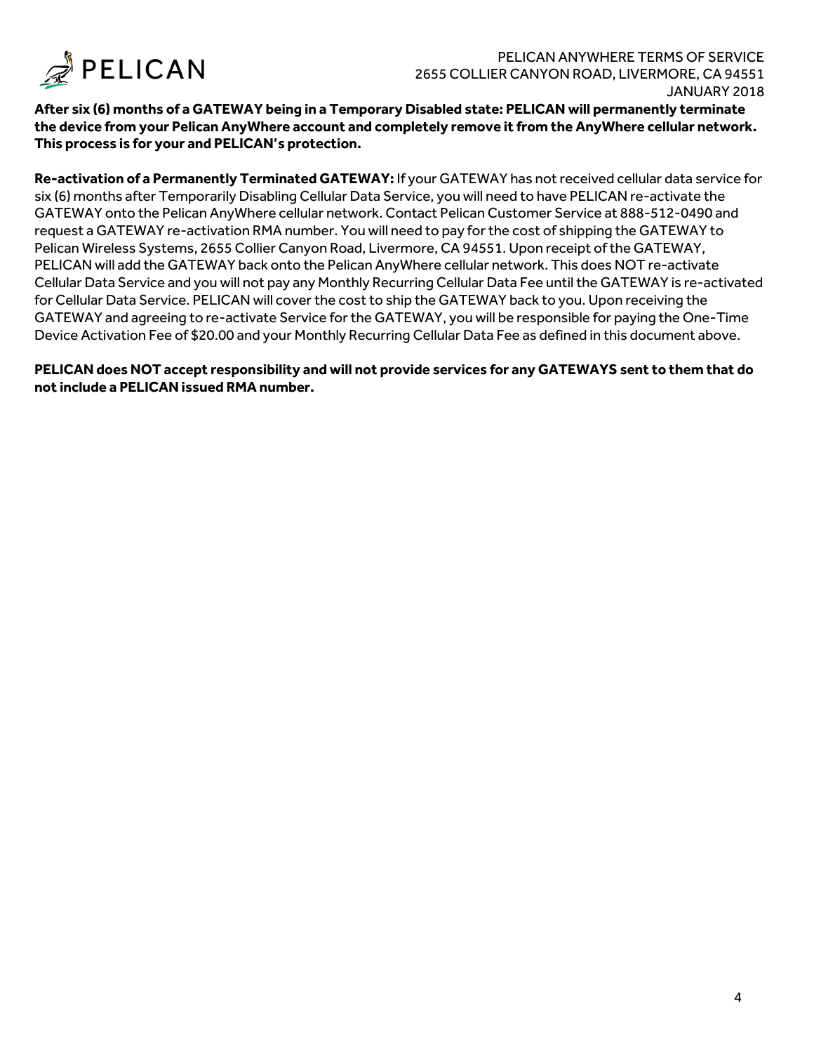**After six (6) months of a GATEWAY being in a Temporary Disabled state: PELICAN will permanently terminate the device from your Pelican AnyWhere account and completely remove it from the AnyWhere cellular network. This process is for your and PELICAN's protection.**

**Re-activation of a Permanently Terminated GATEWAY:** If your GATEWAY has not received cellular data service for six (6) months after Temporarily Disabling Cellular Data Service, you will need to have PELICAN re-activate the GATEWAY onto the Pelican AnyWhere cellular network. Contact Pelican Customer Service at 888-512-0490 and request a GATEWAY re-activation RMA number. You will need to pay for the cost of shipping the GATEWAY to Pelican Wireless Systems, 2655 Collier Canyon Road, Livermore, CA 94551. Upon receipt of the GATEWAY, PELICAN will add the GATEWAY back onto the Pelican AnyWhere cellular network. This does NOT re-activate Cellular Data Service and you will not pay any Monthly Recurring Cellular Data Fee until the GATEWAY is re-activated for Cellular Data Service. PELICAN will cover the cost to ship the GATEWAY back to you. Upon receiving the GATEWAY and agreeing to re-activate Service for the GATEWAY, you will be responsible for paying the One-Time Device Activation Fee of $20.00 and your Monthly Recurring Cellular Data Fee as defined in this document above.

**PELICAN does NOT accept responsibility and will not provide services for any GATEWAYS sent to them that do not include a PELICAN issued RMA number.**